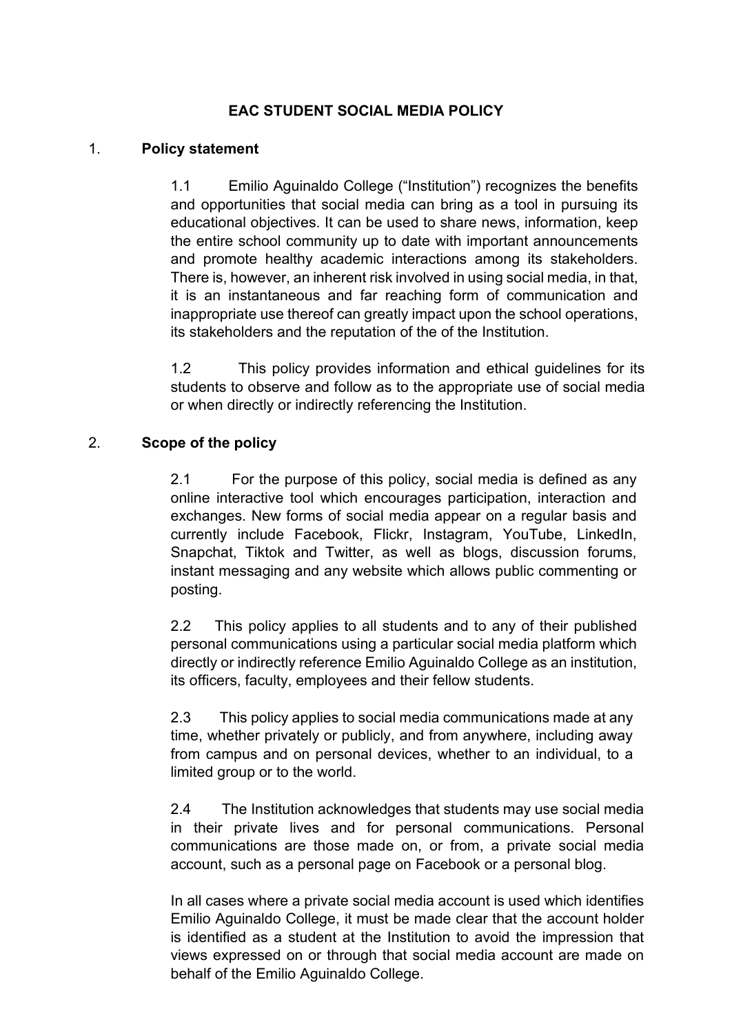# EAC STUDENT SOCIAL MEDIA POLICY

## 1. Policy statement

1.1 Emilio Aguinaldo College ("Institution") recognizes the benefits and opportunities that social media can bring as a tool in pursuing its educational objectives. It can be used to share news, information, keep the entire school community up to date with important announcements and promote healthy academic interactions among its stakeholders. There is, however, an inherent risk involved in using social media, in that, it is an instantaneous and far reaching form of communication and inappropriate use thereof can greatly impact upon the school operations, its stakeholders and the reputation of the of the Institution.

1.2 This policy provides information and ethical guidelines for its students to observe and follow as to the appropriate use of social media or when directly or indirectly referencing the Institution.

## 2. Scope of the policy

2.1 For the purpose of this policy, social media is defined as any online interactive tool which encourages participation, interaction and exchanges. New forms of social media appear on a regular basis and currently include Facebook, Flickr, Instagram, YouTube, LinkedIn, Snapchat, Tiktok and Twitter, as well as blogs, discussion forums, instant messaging and any website which allows public commenting or posting.

2.2 This policy applies to all students and to any of their published personal communications using a particular social media platform which directly or indirectly reference Emilio Aguinaldo College as an institution, its officers, faculty, employees and their fellow students.

2.3 This policy applies to social media communications made at any time, whether privately or publicly, and from anywhere, including away from campus and on personal devices, whether to an individual, to a limited group or to the world.

2.4 The Institution acknowledges that students may use social media in their private lives and for personal communications. Personal communications are those made on, or from, a private social media account, such as a personal page on Facebook or a personal blog.

In all cases where a private social media account is used which identifies Emilio Aguinaldo College, it must be made clear that the account holder is identified as a student at the Institution to avoid the impression that views expressed on or through that social media account are made on behalf of the Emilio Aguinaldo College.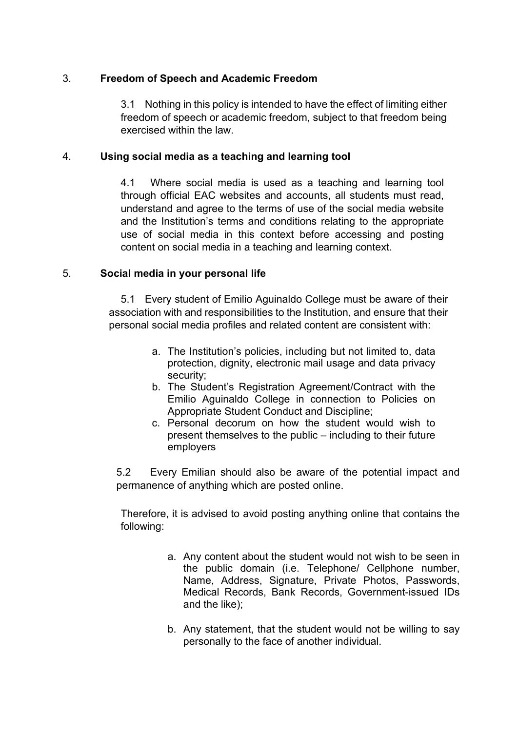## 3. Freedom of Speech and Academic Freedom

3.1 Nothing in this policy is intended to have the effect of limiting either freedom of speech or academic freedom, subject to that freedom being exercised within the law.

## 4. Using social media as a teaching and learning tool

4.1 Where social media is used as a teaching and learning tool through official EAC websites and accounts, all students must read, understand and agree to the terms of use of the social media website and the Institution's terms and conditions relating to the appropriate use of social media in this context before accessing and posting content on social media in a teaching and learning context.

## 5. Social media in your personal life

5.1 Every student of Emilio Aguinaldo College must be aware of their association with and responsibilities to the Institution, and ensure that their personal social media profiles and related content are consistent with:

a. The Institution's policies, including but not limited to, data protection, dignity, electronic mail usage and data privacy security;
b. The Student's Registration Agreement/Contract with the Emilio Aguinaldo College in connection to Policies on Appropriate Student Conduct and Discipline;
c. Personal decorum on how the student would wish to present themselves to the public – including to their future employers

5.2 Every Emilian should also be aware of the potential impact and permanence of anything which are posted online.

Therefore, it is advised to avoid posting anything online that contains the following:

a. Any content about the student would not wish to be seen in the public domain (i.e. Telephone/ Cellphone number, Name, Address, Signature, Private Photos, Passwords, Medical Records, Bank Records, Government-issued IDs and the like);

b. Any statement, that the student would not be willing to say personally to the face of another individual.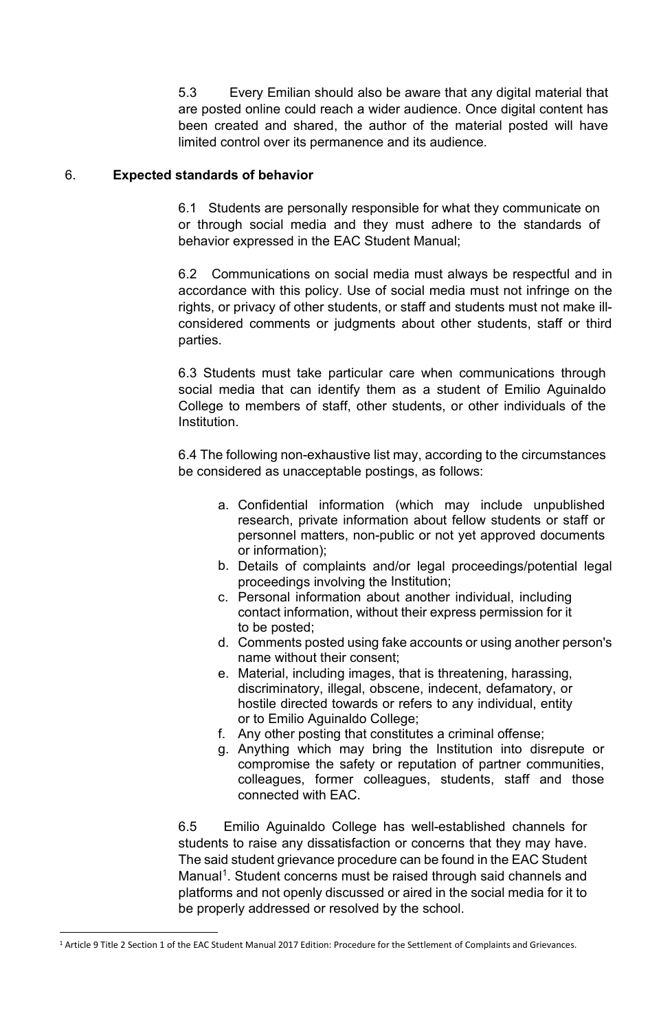5.3 Every Emilian should also be aware that any digital material that are posted online could reach a wider audience. Once digital content has been created and shared, the author of the material posted will have limited control over its permanence and its audience.

## 6. Expected standards of behavior

6.1 Students are personally responsible for what they communicate on or through social media and they must adhere to the standards of behavior expressed in the EAC Student Manual;

6.2 Communications on social media must always be respectful and in accordance with this policy. Use of social media must not infringe on the rights, or privacy of other students, or staff and students must not make ill-considered comments or judgments about other students, staff or third parties.

6.3 Students must take particular care when communications through social media that can identify them as a student of Emilio Aguinaldo College to members of staff, other students, or other individuals of the Institution.

6.4 The following non-exhaustive list may, according to the circumstances be considered as unacceptable postings, as follows:

a. Confidential information (which may include unpublished research, private information about fellow students or staff or personnel matters, non-public or not yet approved documents or information);
b. Details of complaints and/or legal proceedings/potential legal proceedings involving the Institution;
c. Personal information about another individual, including contact information, without their express permission for it to be posted;
d. Comments posted using fake accounts or using another person's name without their consent;
e. Material, including images, that is threatening, harassing, discriminatory, illegal, obscene, indecent, defamatory, or hostile directed towards or refers to any individual, entity or to Emilio Aguinaldo College;
f. Any other posting that constitutes a criminal offense;
g. Anything which may bring the Institution into disrepute or compromise the safety or reputation of partner communities, colleagues, former colleagues, students, staff and those connected with EAC.

6.5 Emilio Aguinaldo College has well-established channels for students to raise any dissatisfaction or concerns that they may have. The said student grievance procedure can be found in the EAC Student Manual[1]. Student concerns must be raised through said channels and platforms and not openly discussed or aired in the social media for it to be properly addressed or resolved by the school.

[1] Article 9 Title 2 Section 1 of the EAC Student Manual 2017 Edition: Procedure for the Settlement of Complaints and Grievances.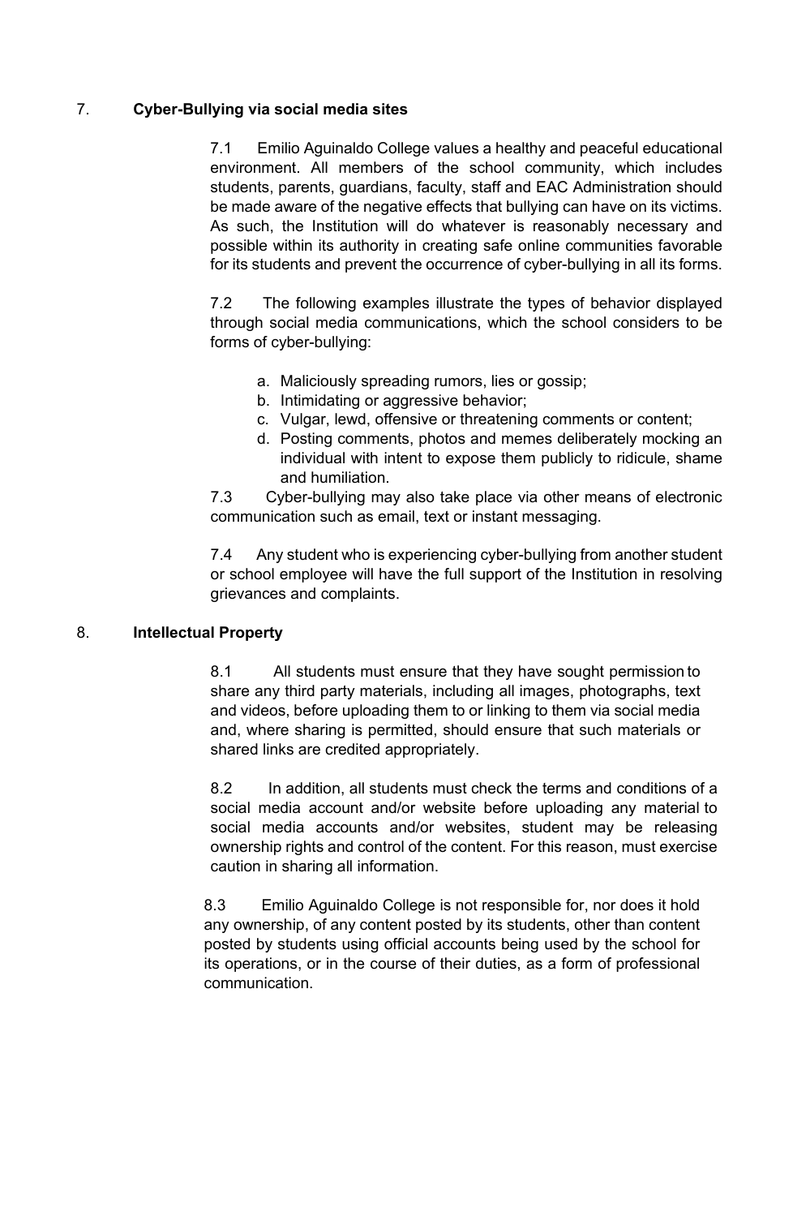## 7. Cyber-Bullying via social media sites

7.1 Emilio Aguinaldo College values a healthy and peaceful educational environment. All members of the school community, which includes students, parents, guardians, faculty, staff and EAC Administration should be made aware of the negative effects that bullying can have on its victims. As such, the Institution will do whatever is reasonably necessary and possible within its authority in creating safe online communities favorable for its students and prevent the occurrence of cyber-bullying in all its forms.

7.2 The following examples illustrate the types of behavior displayed through social media communications, which the school considers to be forms of cyber-bullying:

a. Maliciously spreading rumors, lies or gossip;
b. Intimidating or aggressive behavior;
c. Vulgar, lewd, offensive or threatening comments or content;
d. Posting comments, photos and memes deliberately mocking an individual with intent to expose them publicly to ridicule, shame and humiliation.

7.3 Cyber-bullying may also take place via other means of electronic communication such as email, text or instant messaging.

7.4 Any student who is experiencing cyber-bullying from another student or school employee will have the full support of the Institution in resolving grievances and complaints.

## 8. Intellectual Property

8.1 All students must ensure that they have sought permission to share any third party materials, including all images, photographs, text and videos, before uploading them to or linking to them via social media and, where sharing is permitted, should ensure that such materials or shared links are credited appropriately.

8.2 In addition, all students must check the terms and conditions of a social media account and/or website before uploading any material to social media accounts and/or websites, student may be releasing ownership rights and control of the content. For this reason, must exercise caution in sharing all information.

8.3 Emilio Aguinaldo College is not responsible for, nor does it hold any ownership, of any content posted by its students, other than content posted by students using official accounts being used by the school for its operations, or in the course of their duties, as a form of professional communication.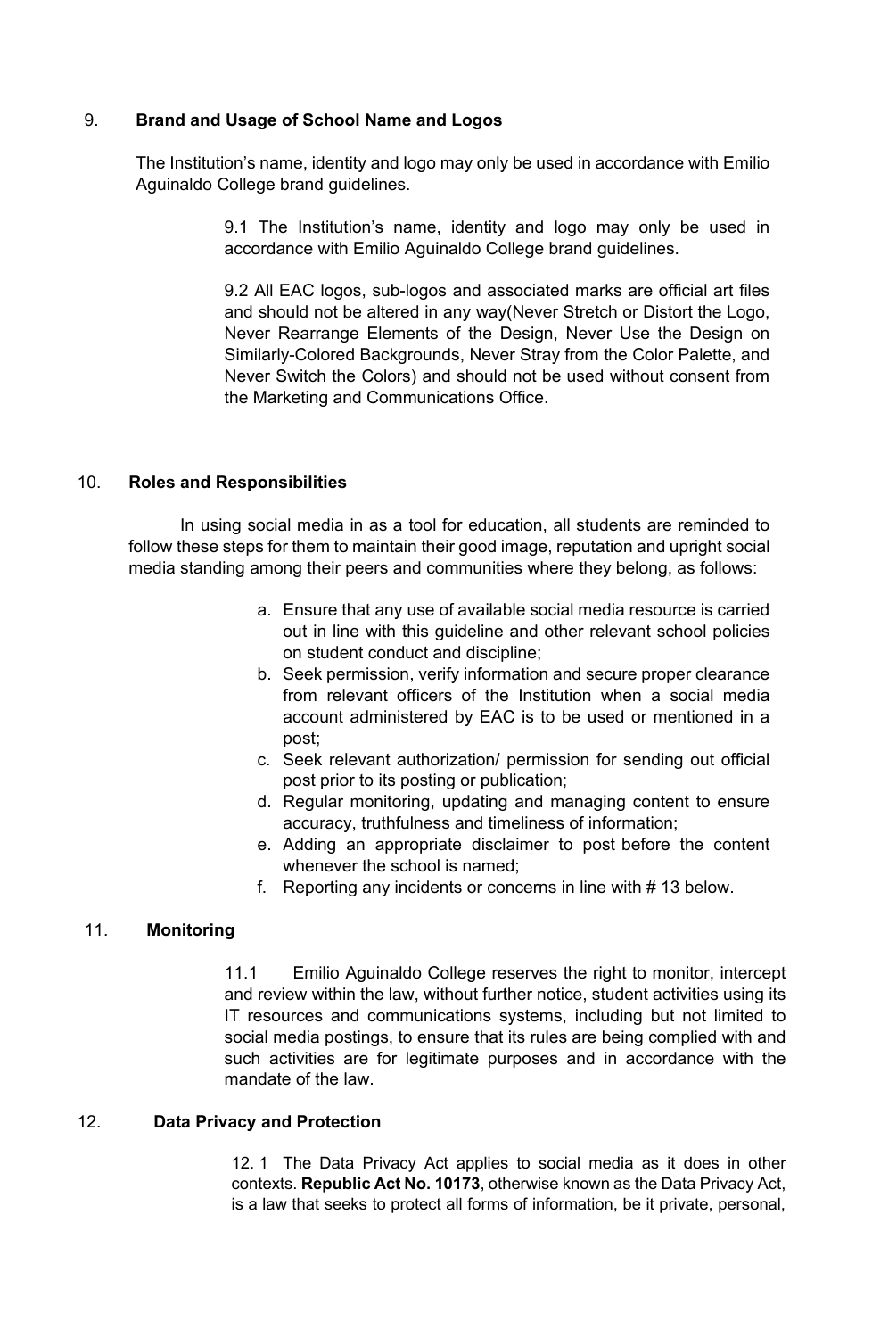## 9. Brand and Usage of School Name and Logos

The Institution's name, identity and logo may only be used in accordance with Emilio Aguinaldo College brand guidelines.

9.1 The Institution's name, identity and logo may only be used in accordance with Emilio Aguinaldo College brand guidelines.

9.2 All EAC logos, sub-logos and associated marks are official art files and should not be altered in any way(Never Stretch or Distort the Logo, Never Rearrange Elements of the Design, Never Use the Design on Similarly-Colored Backgrounds, Never Stray from the Color Palette, and Never Switch the Colors) and should not be used without consent from the Marketing and Communications Office.

## 10. Roles and Responsibilities

In using social media in as a tool for education, all students are reminded to follow these steps for them to maintain their good image, reputation and upright social media standing among their peers and communities where they belong, as follows:

a. Ensure that any use of available social media resource is carried out in line with this guideline and other relevant school policies on student conduct and discipline;
b. Seek permission, verify information and secure proper clearance from relevant officers of the Institution when a social media account administered by EAC is to be used or mentioned in a post;
c. Seek relevant authorization/ permission for sending out official post prior to its posting or publication;
d. Regular monitoring, updating and managing content to ensure accuracy, truthfulness and timeliness of information;
e. Adding an appropriate disclaimer to post before the content whenever the school is named;
f. Reporting any incidents or concerns in line with # 13 below.

## 11. Monitoring

11.1 Emilio Aguinaldo College reserves the right to monitor, intercept and review within the law, without further notice, student activities using its IT resources and communications systems, including but not limited to social media postings, to ensure that its rules are being complied with and such activities are for legitimate purposes and in accordance with the mandate of the law.

## 12. Data Privacy and Protection

12. 1 The Data Privacy Act applies to social media as it does in other contexts. **Republic Act No. 10173**, otherwise known as the Data Privacy Act, is a law that seeks to protect all forms of information, be it private, personal,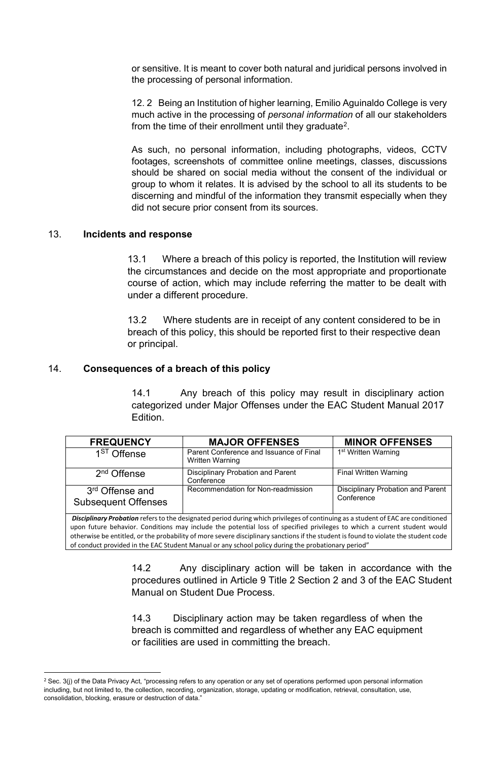or sensitive. It is meant to cover both natural and juridical persons involved in the processing of personal information.

12. 2 Being an Institution of higher learning, Emilio Aguinaldo College is very much active in the processing of *personal information* of all our stakeholders from the time of their enrollment until they graduate[2].

As such, no personal information, including photographs, videos, CCTV footages, screenshots of committee online meetings, classes, discussions should be shared on social media without the consent of the individual or group to whom it relates. It is advised by the school to all its students to be discerning and mindful of the information they transmit especially when they did not secure prior consent from its sources.

## 13. Incidents and response

13.1 Where a breach of this policy is reported, the Institution will review the circumstances and decide on the most appropriate and proportionate course of action, which may include referring the matter to be dealt with under a different procedure.

13.2 Where students are in receipt of any content considered to be in breach of this policy, this should be reported first to their respective dean or principal.

## 14. Consequences of a breach of this policy

14.1 Any breach of this policy may result in disciplinary action categorized under Major Offenses under the EAC Student Manual 2017 Edition.

| FREQUENCY | MAJOR OFFENSES | MINOR OFFENSES |
|---|---|---|
| 1ST Offense | Parent Conference and Issuance of Final Written Warning | 1st Written Warning |
| 2nd Offense | Disciplinary Probation and Parent Conference | Final Written Warning |
| 3rd Offense and Subsequent Offenses | Recommendation for Non-readmission | Disciplinary Probation and Parent Conference |

***Disciplinary Probation*** refers to the designated period during which privileges of continuing as a student of EAC are conditioned upon future behavior. Conditions may include the potential loss of specified privileges to which a current student would otherwise be entitled, or the probability of more severe disciplinary sanctions if the student is found to violate the student code of conduct provided in the EAC Student Manual or any school policy during the probationary period"

14.2 Any disciplinary action will be taken in accordance with the procedures outlined in Article 9 Title 2 Section 2 and 3 of the EAC Student Manual on Student Due Process.

14.3 Disciplinary action may be taken regardless of when the breach is committed and regardless of whether any EAC equipment or facilities are used in committing the breach.

[2] Sec. 3(j) of the Data Privacy Act, "processing refers to any operation or any set of operations performed upon personal information including, but not limited to, the collection, recording, organization, storage, updating or modification, retrieval, consultation, use, consolidation, blocking, erasure or destruction of data."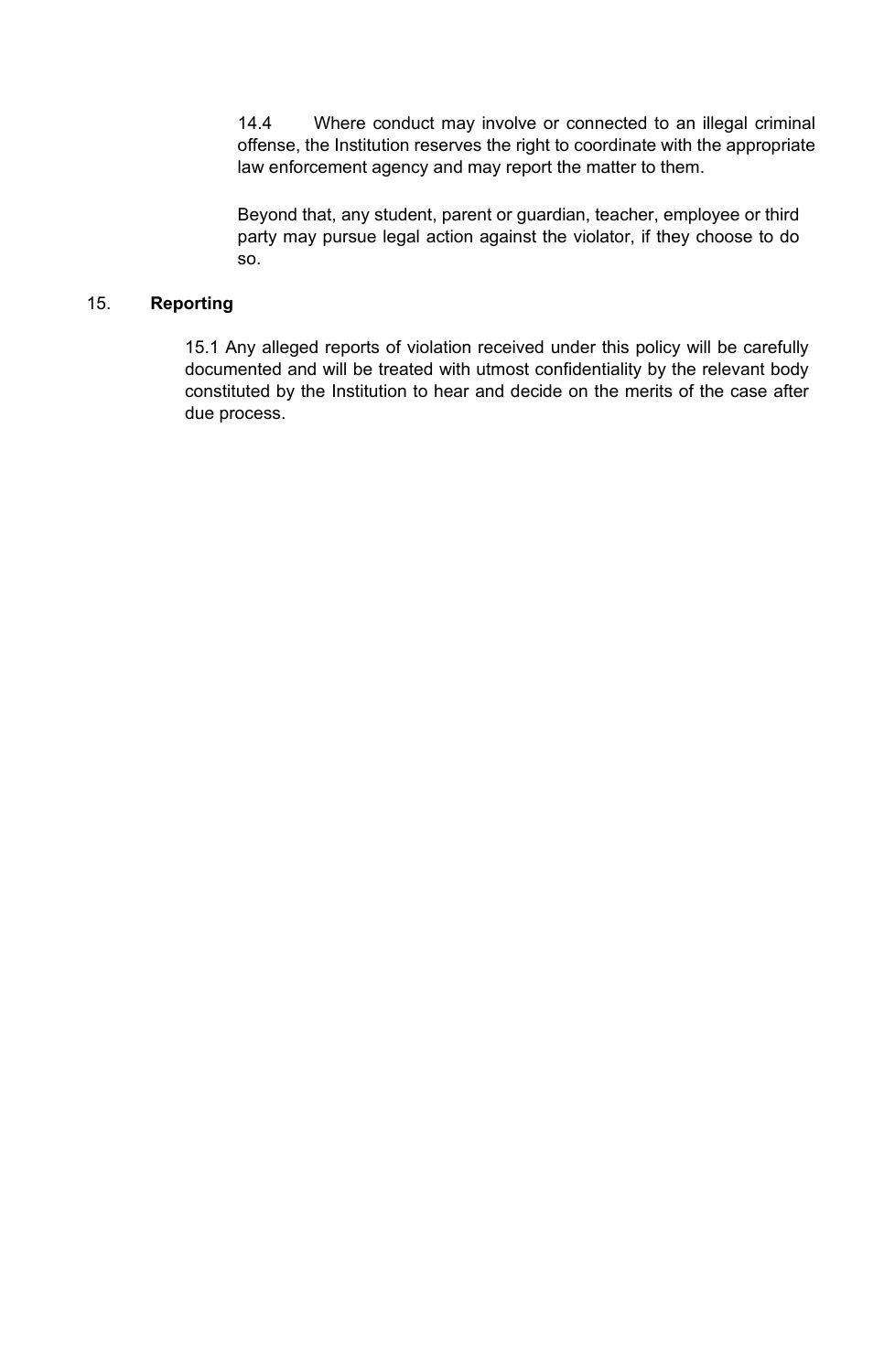14.4 Where conduct may involve or connected to an illegal criminal offense, the Institution reserves the right to coordinate with the appropriate law enforcement agency and may report the matter to them.

Beyond that, any student, parent or guardian, teacher, employee or third party may pursue legal action against the violator, if they choose to do so.

## 15. **Reporting**

15.1 Any alleged reports of violation received under this policy will be carefully documented and will be treated with utmost confidentiality by the relevant body constituted by the Institution to hear and decide on the merits of the case after due process.